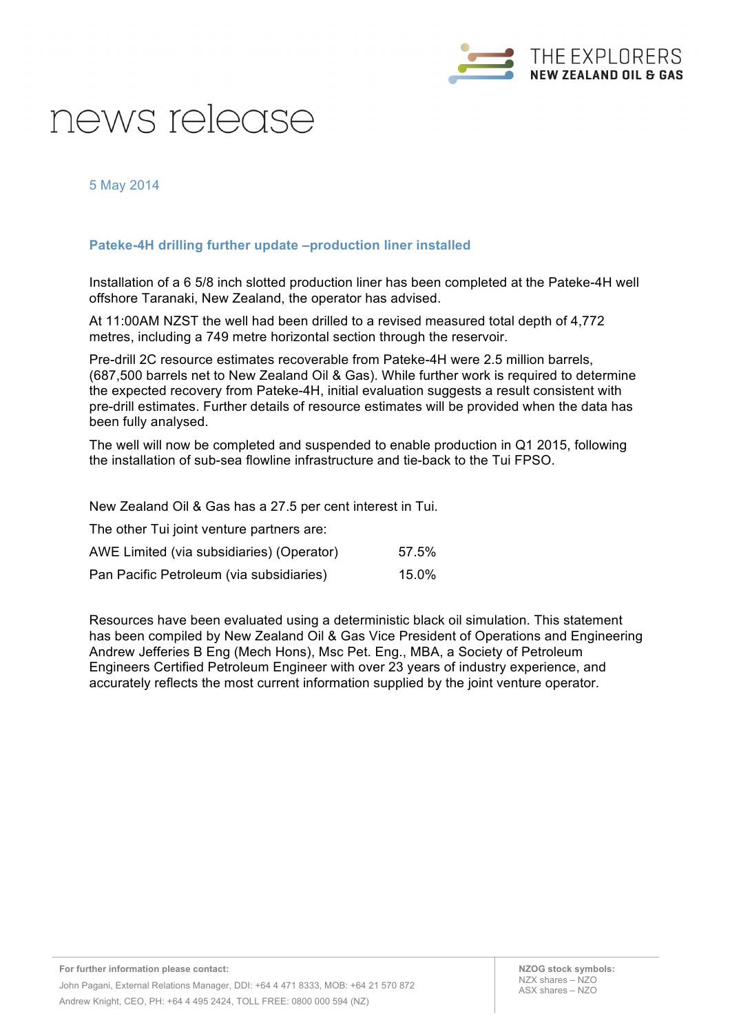THE EXPLORERS
NEW ZEALAND OIL & GAS

# news release

5 May 2014

## Pateke-4H drilling further update –production liner installed

Installation of a 6 5/8 inch slotted production liner has been completed at the Pateke-4H well offshore Taranaki, New Zealand, the operator has advised.

At 11:00AM NZST the well had been drilled to a revised measured total depth of 4,772 metres, including a 749 metre horizontal section through the reservoir.

Pre-drill 2C resource estimates recoverable from Pateke-4H were 2.5 million barrels, (687,500 barrels net to New Zealand Oil & Gas). While further work is required to determine the expected recovery from Pateke-4H, initial evaluation suggests a result consistent with pre-drill estimates. Further details of resource estimates will be provided when the data has been fully analysed.

The well will now be completed and suspended to enable production in Q1 2015, following the installation of sub-sea flowline infrastructure and tie-back to the Tui FPSO.

New Zealand Oil & Gas has a 27.5 per cent interest in Tui.

The other Tui joint venture partners are:

| | |
|---|---|
| AWE Limited (via subsidiaries) (Operator) | 57.5% |
| Pan Pacific Petroleum (via subsidiaries) | 15.0% |

Resources have been evaluated using a deterministic black oil simulation. This statement has been compiled by New Zealand Oil & Gas Vice President of Operations and Engineering Andrew Jefferies B Eng (Mech Hons), Msc Pet. Eng., MBA, a Society of Petroleum Engineers Certified Petroleum Engineer with over 23 years of industry experience, and accurately reflects the most current information supplied by the joint venture operator.

**For further information please contact:**

John Pagani, External Relations Manager, DDI: +64 4 471 8333, MOB: +64 21 570 872

Andrew Knight, CEO, PH: +64 4 495 2424, TOLL FREE: 0800 000 594 (NZ)

**NZOG stock symbols:**
NZX shares – NZO
ASX shares – NZO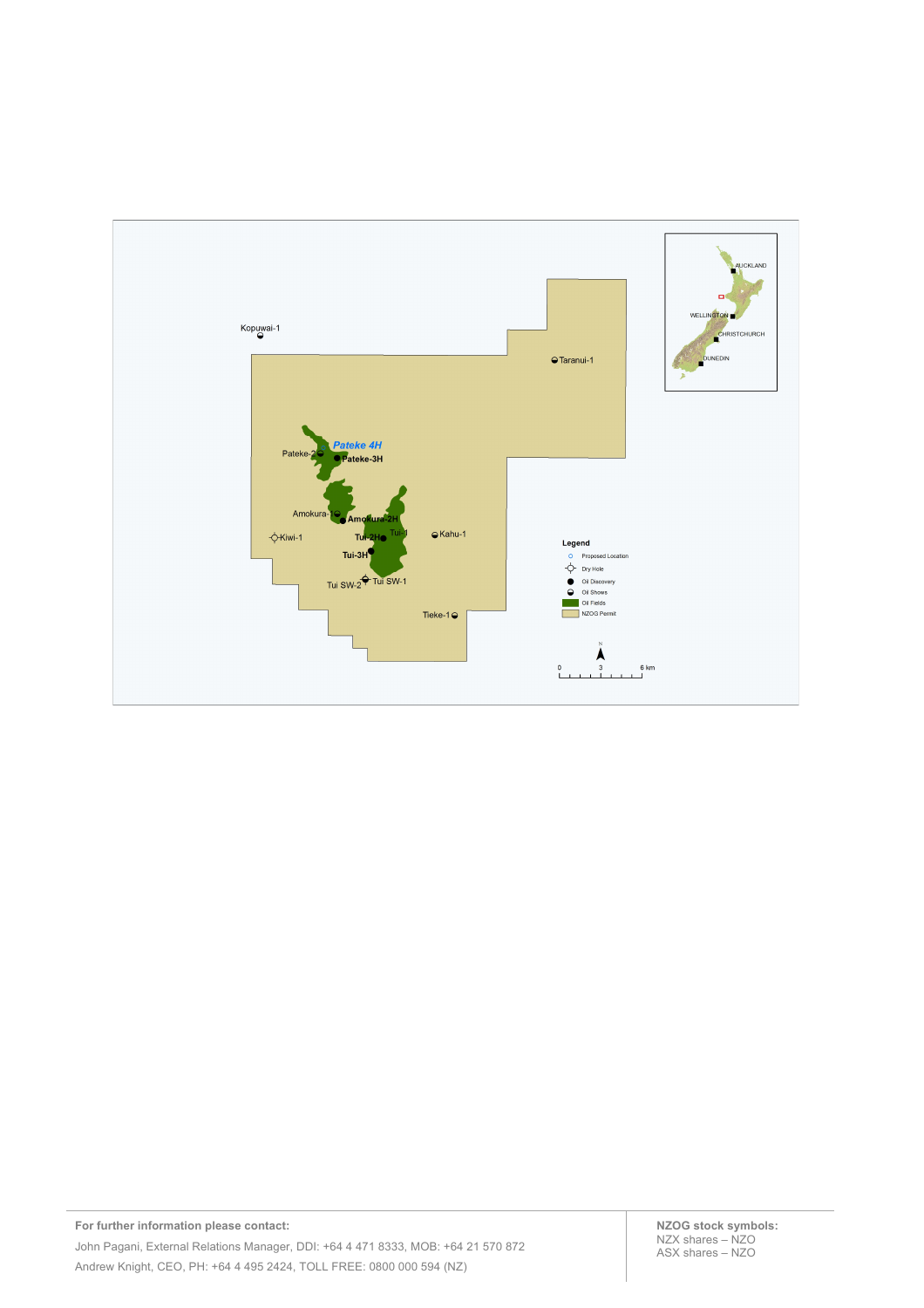Kopuwai-1

Taranui-1

Pateke 4H

Pateke-2

Pateke-3H

Amokura-1

Amokura-2H

Tui-1

Tui-2H

Kahu-1

Kiwi-1

Tui-3H

Tui SW-2

Tui SW-1

Tieke-1

AUCKLAND

WELLINGTON

CHRISTCHURCH

DUNEDIN

Legend

Proposed Location

Dry Hole

Oil Discovery

Oil Shows

Oil Fields

NZOG Permit

N

0 3 6 km

**For further information please contact:**

John Pagani, External Relations Manager, DDI: +64 4 471 8333, MOB: +64 21 570 872

Andrew Knight, CEO, PH: +64 4 495 2424, TOLL FREE: 0800 000 594 (NZ)

**NZOG stock symbols:**

NZX shares – NZO

ASX shares – NZO